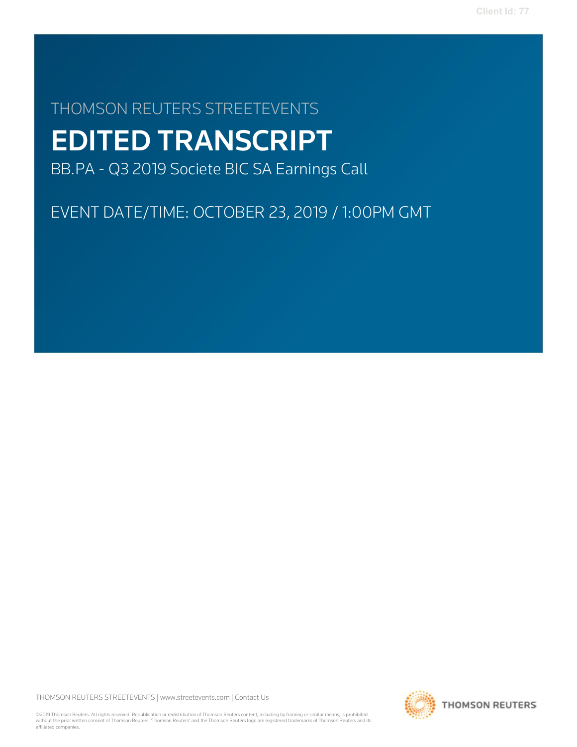THOMSON REUTERS STREETEVENTS

# EDITED TRANSCRIPT

BB.PA - Q3 2019 Societe BIC SA Earnings Call

EVENT DATE/TIME: OCTOBER 23, 2019 / 1:00PM GMT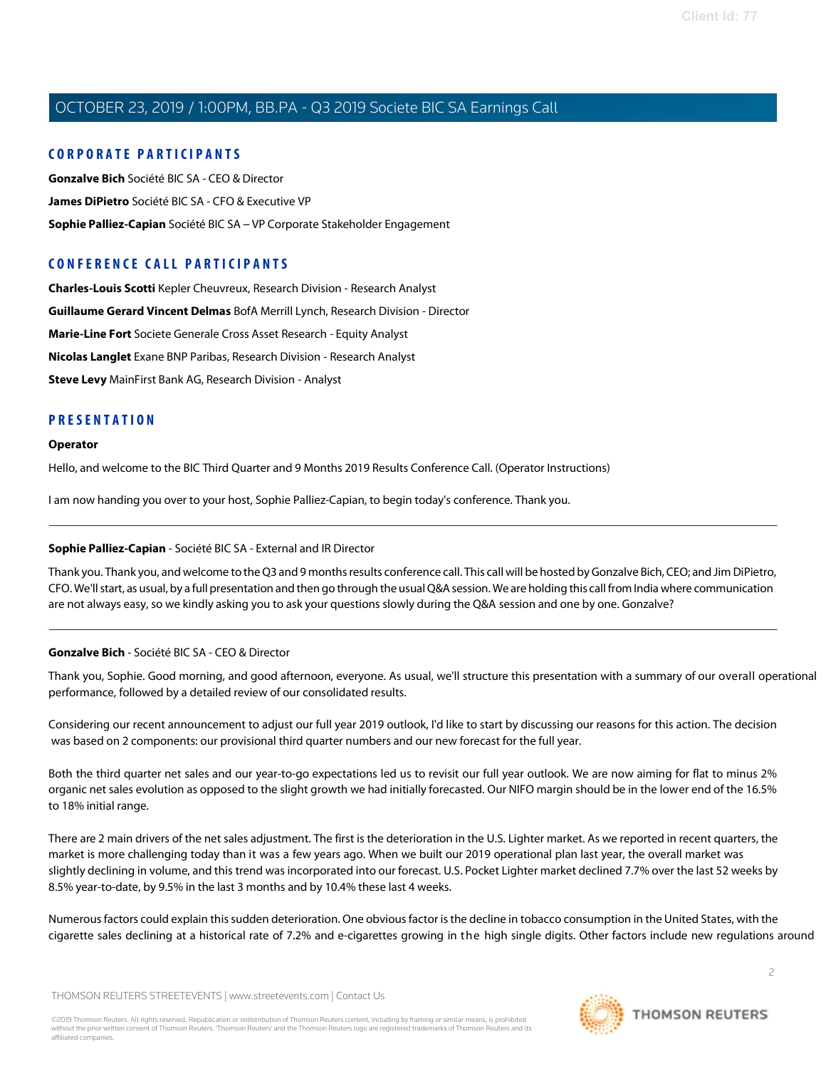# OCTOBER 23, 2019 / 1:00PM, BB.PA - Q3 2019 Societe BIC SA Earnings Call

## CORPORATE PARTICIPANTS

**Gonzalve Bich** Société BIC SA - CEO & Director

**James DiPietro** Société BIC SA - CFO & Executive VP

**Sophie Palliez-Capian** Société BIC SA – VP Corporate Stakeholder Engagement

## CONFERENCE CALL PARTICIPANTS

**Charles-Louis Scotti** Kepler Cheuvreux, Research Division - Research Analyst

**Guillaume Gerard Vincent Delmas** BofA Merrill Lynch, Research Division - Director

**Marie-Line Fort** Societe Generale Cross Asset Research - Equity Analyst

**Nicolas Langlet** Exane BNP Paribas, Research Division - Research Analyst

**Steve Levy** MainFirst Bank AG, Research Division - Analyst

## PRESENTATION

**Operator**

Hello, and welcome to the BIC Third Quarter and 9 Months 2019 Results Conference Call. (Operator Instructions)

I am now handing you over to your host, Sophie Palliez-Capian, to begin today's conference. Thank you.

---

**Sophie Palliez-Capian** - Société BIC SA - External and IR Director

Thank you. Thank you, and welcome to the Q3 and 9 months results conference call. This call will be hosted by Gonzalve Bich, CEO; and Jim DiPietro, CFO. We'll start, as usual, by a full presentation and then go through the usual Q&A session. We are holding this call from India where communication are not always easy, so we kindly asking you to ask your questions slowly during the Q&A session and one by one. Gonzalve?

---

**Gonzalve Bich** - Société BIC SA - CEO & Director

Thank you, Sophie. Good morning, and good afternoon, everyone. As usual, we'll structure this presentation with a summary of our overall operational performance, followed by a detailed review of our consolidated results.

Considering our recent announcement to adjust our full year 2019 outlook, I'd like to start by discussing our reasons for this action. The decision was based on 2 components: our provisional third quarter numbers and our new forecast for the full year.

Both the third quarter net sales and our year-to-go expectations led us to revisit our full year outlook. We are now aiming for flat to minus 2% organic net sales evolution as opposed to the slight growth we had initially forecasted. Our NIFO margin should be in the lower end of the 16.5% to 18% initial range.

There are 2 main drivers of the net sales adjustment. The first is the deterioration in the U.S. Lighter market. As we reported in recent quarters, the market is more challenging today than it was a few years ago. When we built our 2019 operational plan last year, the overall market was slightly declining in volume, and this trend was incorporated into our forecast. U.S. Pocket Lighter market declined 7.7% over the last 52 weeks by 8.5% year-to-date, by 9.5% in the last 3 months and by 10.4% these last 4 weeks.

Numerous factors could explain this sudden deterioration. One obvious factor is the decline in tobacco consumption in the United States, with the cigarette sales declining at a historical rate of 7.2% and e-cigarettes growing in the high single digits. Other factors include new regulations around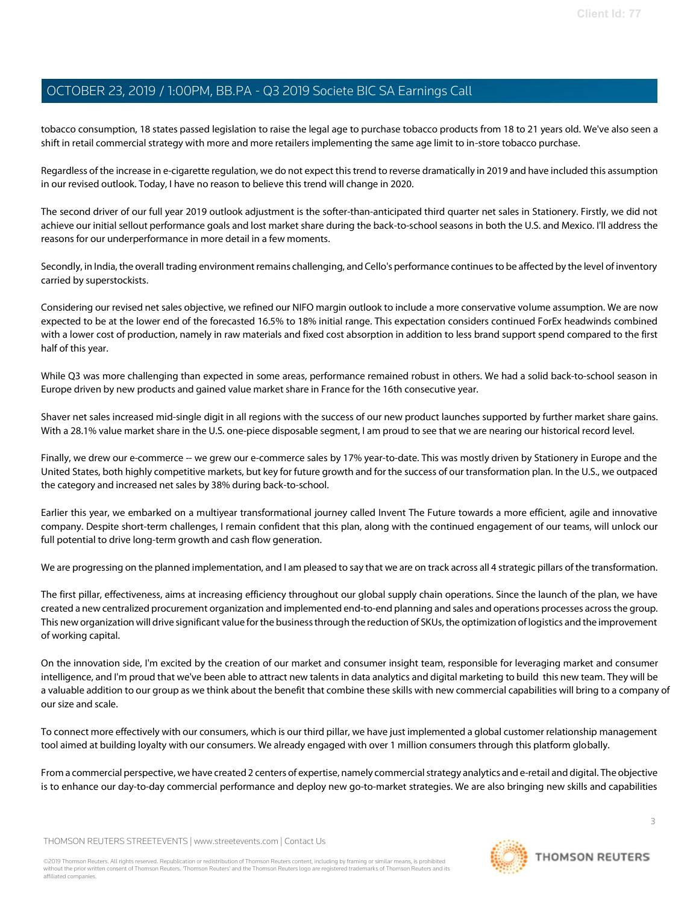tobacco consumption, 18 states passed legislation to raise the legal age to purchase tobacco products from 18 to 21 years old. We've also seen a shift in retail commercial strategy with more and more retailers implementing the same age limit to in-store tobacco purchase.

Regardless of the increase in e-cigarette regulation, we do not expect this trend to reverse dramatically in 2019 and have included this assumption in our revised outlook. Today, I have no reason to believe this trend will change in 2020.

The second driver of our full year 2019 outlook adjustment is the softer-than-anticipated third quarter net sales in Stationery. Firstly, we did not achieve our initial sellout performance goals and lost market share during the back-to-school seasons in both the U.S. and Mexico. I'll address the reasons for our underperformance in more detail in a few moments.

Secondly, in India, the overall trading environment remains challenging, and Cello's performance continues to be affected by the level of inventory carried by superstockists.

Considering our revised net sales objective, we refined our NIFO margin outlook to include a more conservative volume assumption. We are now expected to be at the lower end of the forecasted 16.5% to 18% initial range. This expectation considers continued ForEx headwinds combined with a lower cost of production, namely in raw materials and fixed cost absorption in addition to less brand support spend compared to the first half of this year.

While Q3 was more challenging than expected in some areas, performance remained robust in others. We had a solid back-to-school season in Europe driven by new products and gained value market share in France for the 16th consecutive year.

Shaver net sales increased mid-single digit in all regions with the success of our new product launches supported by further market share gains. With a 28.1% value market share in the U.S. one-piece disposable segment, I am proud to see that we are nearing our historical record level.

Finally, we drew our e-commerce -- we grew our e-commerce sales by 17% year-to-date. This was mostly driven by Stationery in Europe and the United States, both highly competitive markets, but key for future growth and for the success of our transformation plan. In the U.S., we outpaced the category and increased net sales by 38% during back-to-school.

Earlier this year, we embarked on a multiyear transformational journey called Invent The Future towards a more efficient, agile and innovative company. Despite short-term challenges, I remain confident that this plan, along with the continued engagement of our teams, will unlock our full potential to drive long-term growth and cash flow generation.

We are progressing on the planned implementation, and I am pleased to say that we are on track across all 4 strategic pillars of the transformation.

The first pillar, effectiveness, aims at increasing efficiency throughout our global supply chain operations. Since the launch of the plan, we have created a new centralized procurement organization and implemented end-to-end planning and sales and operations processes across the group. This new organization will drive significant value for the business through the reduction of SKUs, the optimization of logistics and the improvement of working capital.

On the innovation side, I'm excited by the creation of our market and consumer insight team, responsible for leveraging market and consumer intelligence, and I'm proud that we've been able to attract new talents in data analytics and digital marketing to build this new team. They will be a valuable addition to our group as we think about the benefit that combine these skills with new commercial capabilities will bring to a company of our size and scale.

To connect more effectively with our consumers, which is our third pillar, we have just implemented a global customer relationship management tool aimed at building loyalty with our consumers. We already engaged with over 1 million consumers through this platform globally.

From a commercial perspective, we have created 2 centers of expertise, namely commercial strategy analytics and e-retail and digital. The objective is to enhance our day-to-day commercial performance and deploy new go-to-market strategies. We are also bringing new skills and capabilities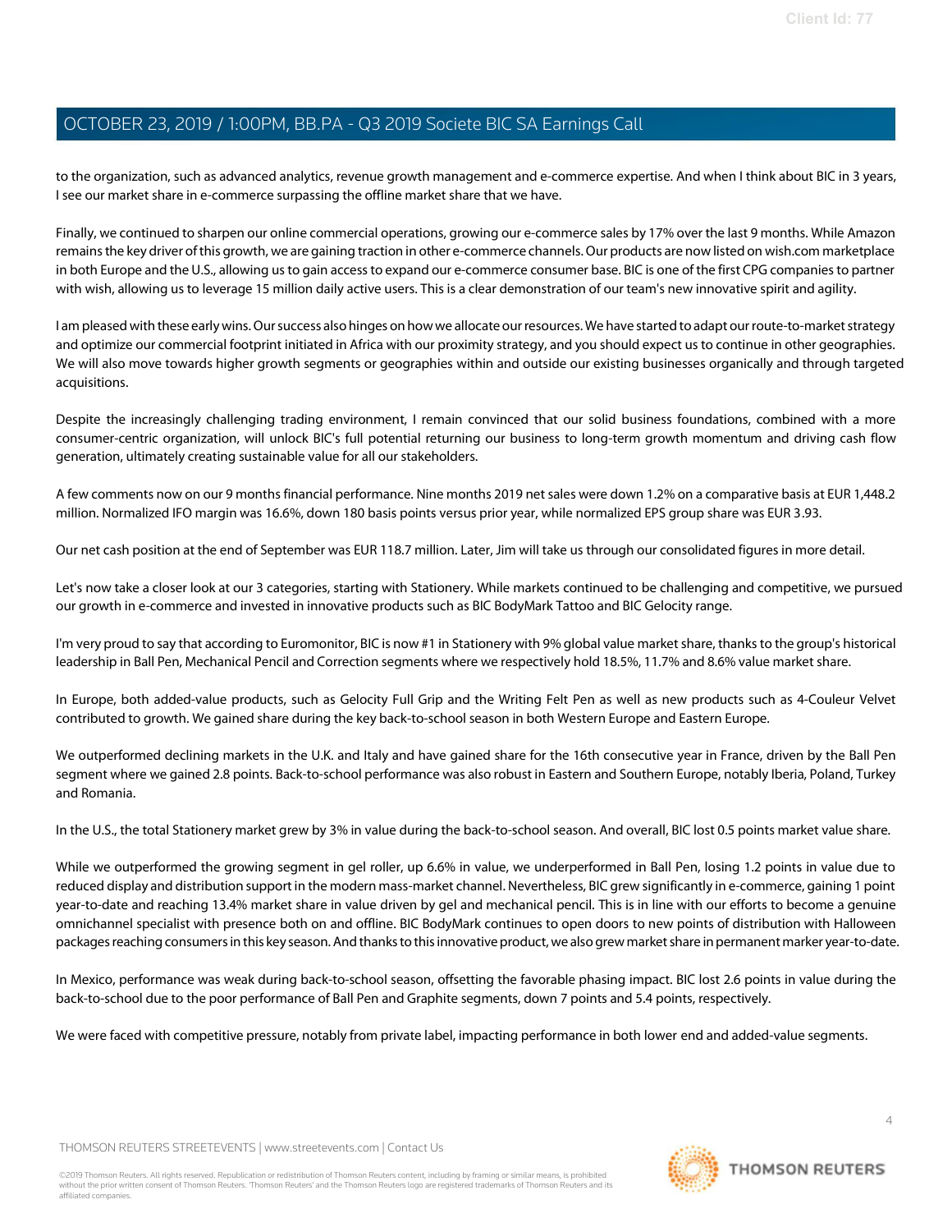to the organization, such as advanced analytics, revenue growth management and e-commerce expertise. And when I think about BIC in 3 years, I see our market share in e-commerce surpassing the offline market share that we have.

Finally, we continued to sharpen our online commercial operations, growing our e-commerce sales by 17% over the last 9 months. While Amazon remains the key driver of this growth, we are gaining traction in other e-commerce channels. Our products are now listed on wish.com marketplace in both Europe and the U.S., allowing us to gain access to expand our e-commerce consumer base. BIC is one of the first CPG companies to partner with wish, allowing us to leverage 15 million daily active users. This is a clear demonstration of our team's new innovative spirit and agility.

I am pleased with these early wins. Our success also hinges on how we allocate our resources. We have started to adapt our route-to-market strategy and optimize our commercial footprint initiated in Africa with our proximity strategy, and you should expect us to continue in other geographies. We will also move towards higher growth segments or geographies within and outside our existing businesses organically and through targeted acquisitions.

Despite the increasingly challenging trading environment, I remain convinced that our solid business foundations, combined with a more consumer-centric organization, will unlock BIC's full potential returning our business to long-term growth momentum and driving cash flow generation, ultimately creating sustainable value for all our stakeholders.

A few comments now on our 9 months financial performance. Nine months 2019 net sales were down 1.2% on a comparative basis at EUR 1,448.2 million. Normalized IFO margin was 16.6%, down 180 basis points versus prior year, while normalized EPS group share was EUR 3.93.

Our net cash position at the end of September was EUR 118.7 million. Later, Jim will take us through our consolidated figures in more detail.

Let's now take a closer look at our 3 categories, starting with Stationery. While markets continued to be challenging and competitive, we pursued our growth in e-commerce and invested in innovative products such as BIC BodyMark Tattoo and BIC Gelocity range.

I'm very proud to say that according to Euromonitor, BIC is now #1 in Stationery with 9% global value market share, thanks to the group's historical leadership in Ball Pen, Mechanical Pencil and Correction segments where we respectively hold 18.5%, 11.7% and 8.6% value market share.

In Europe, both added-value products, such as Gelocity Full Grip and the Writing Felt Pen as well as new products such as 4-Couleur Velvet contributed to growth. We gained share during the key back-to-school season in both Western Europe and Eastern Europe.

We outperformed declining markets in the U.K. and Italy and have gained share for the 16th consecutive year in France, driven by the Ball Pen segment where we gained 2.8 points. Back-to-school performance was also robust in Eastern and Southern Europe, notably Iberia, Poland, Turkey and Romania.

In the U.S., the total Stationery market grew by 3% in value during the back-to-school season. And overall, BIC lost 0.5 points market value share.

While we outperformed the growing segment in gel roller, up 6.6% in value, we underperformed in Ball Pen, losing 1.2 points in value due to reduced display and distribution support in the modern mass-market channel. Nevertheless, BIC grew significantly in e-commerce, gaining 1 point year-to-date and reaching 13.4% market share in value driven by gel and mechanical pencil. This is in line with our efforts to become a genuine omnichannel specialist with presence both on and offline. BIC BodyMark continues to open doors to new points of distribution with Halloween packages reaching consumers in this key season. And thanks to this innovative product, we also grew market share in permanent marker year-to-date.

In Mexico, performance was weak during back-to-school season, offsetting the favorable phasing impact. BIC lost 2.6 points in value during the back-to-school due to the poor performance of Ball Pen and Graphite segments, down 7 points and 5.4 points, respectively.

We were faced with competitive pressure, notably from private label, impacting performance in both lower end and added-value segments.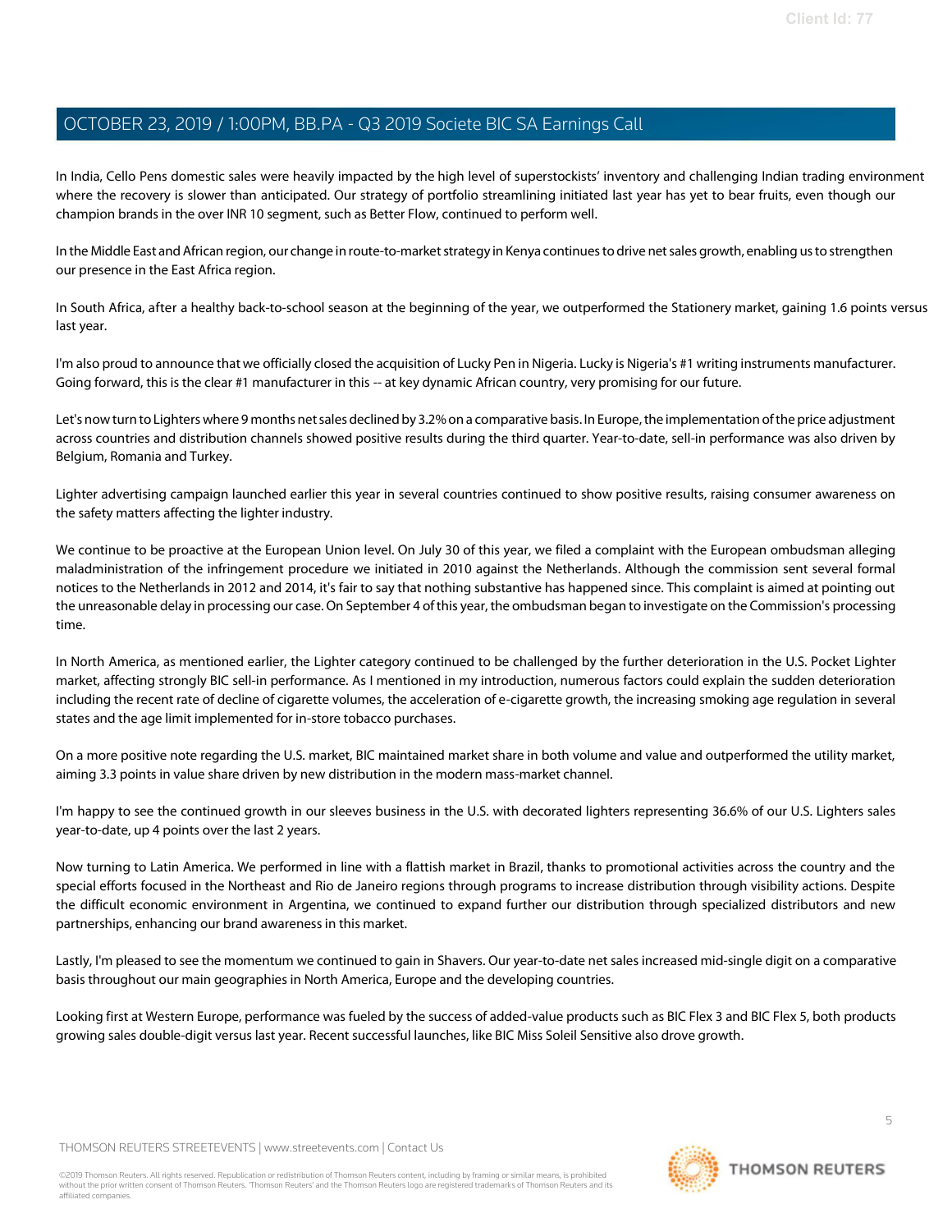In India, Cello Pens domestic sales were heavily impacted by the high level of superstockists' inventory and challenging Indian trading environment where the recovery is slower than anticipated. Our strategy of portfolio streamlining initiated last year has yet to bear fruits, even though our champion brands in the over INR 10 segment, such as Better Flow, continued to perform well.

In the Middle East and African region, our change in route-to-market strategy in Kenya continues to drive net sales growth, enabling us to strengthen our presence in the East Africa region.

In South Africa, after a healthy back-to-school season at the beginning of the year, we outperformed the Stationery market, gaining 1.6 points versus last year.

I'm also proud to announce that we officially closed the acquisition of Lucky Pen in Nigeria. Lucky is Nigeria's #1 writing instruments manufacturer. Going forward, this is the clear #1 manufacturer in this -- at key dynamic African country, very promising for our future.

Let's now turn to Lighters where 9 months net sales declined by 3.2% on a comparative basis. In Europe, the implementation of the price adjustment across countries and distribution channels showed positive results during the third quarter. Year-to-date, sell-in performance was also driven by Belgium, Romania and Turkey.

Lighter advertising campaign launched earlier this year in several countries continued to show positive results, raising consumer awareness on the safety matters affecting the lighter industry.

We continue to be proactive at the European Union level. On July 30 of this year, we filed a complaint with the European ombudsman alleging maladministration of the infringement procedure we initiated in 2010 against the Netherlands. Although the commission sent several formal notices to the Netherlands in 2012 and 2014, it's fair to say that nothing substantive has happened since. This complaint is aimed at pointing out the unreasonable delay in processing our case. On September 4 of this year, the ombudsman began to investigate on the Commission's processing time.

In North America, as mentioned earlier, the Lighter category continued to be challenged by the further deterioration in the U.S. Pocket Lighter market, affecting strongly BIC sell-in performance. As I mentioned in my introduction, numerous factors could explain the sudden deterioration including the recent rate of decline of cigarette volumes, the acceleration of e-cigarette growth, the increasing smoking age regulation in several states and the age limit implemented for in-store tobacco purchases.

On a more positive note regarding the U.S. market, BIC maintained market share in both volume and value and outperformed the utility market, aiming 3.3 points in value share driven by new distribution in the modern mass-market channel.

I'm happy to see the continued growth in our sleeves business in the U.S. with decorated lighters representing 36.6% of our U.S. Lighters sales year-to-date, up 4 points over the last 2 years.

Now turning to Latin America. We performed in line with a flattish market in Brazil, thanks to promotional activities across the country and the special efforts focused in the Northeast and Rio de Janeiro regions through programs to increase distribution through visibility actions. Despite the difficult economic environment in Argentina, we continued to expand further our distribution through specialized distributors and new partnerships, enhancing our brand awareness in this market.

Lastly, I'm pleased to see the momentum we continued to gain in Shavers. Our year-to-date net sales increased mid-single digit on a comparative basis throughout our main geographies in North America, Europe and the developing countries.

Looking first at Western Europe, performance was fueled by the success of added-value products such as BIC Flex 3 and BIC Flex 5, both products growing sales double-digit versus last year. Recent successful launches, like BIC Miss Soleil Sensitive also drove growth.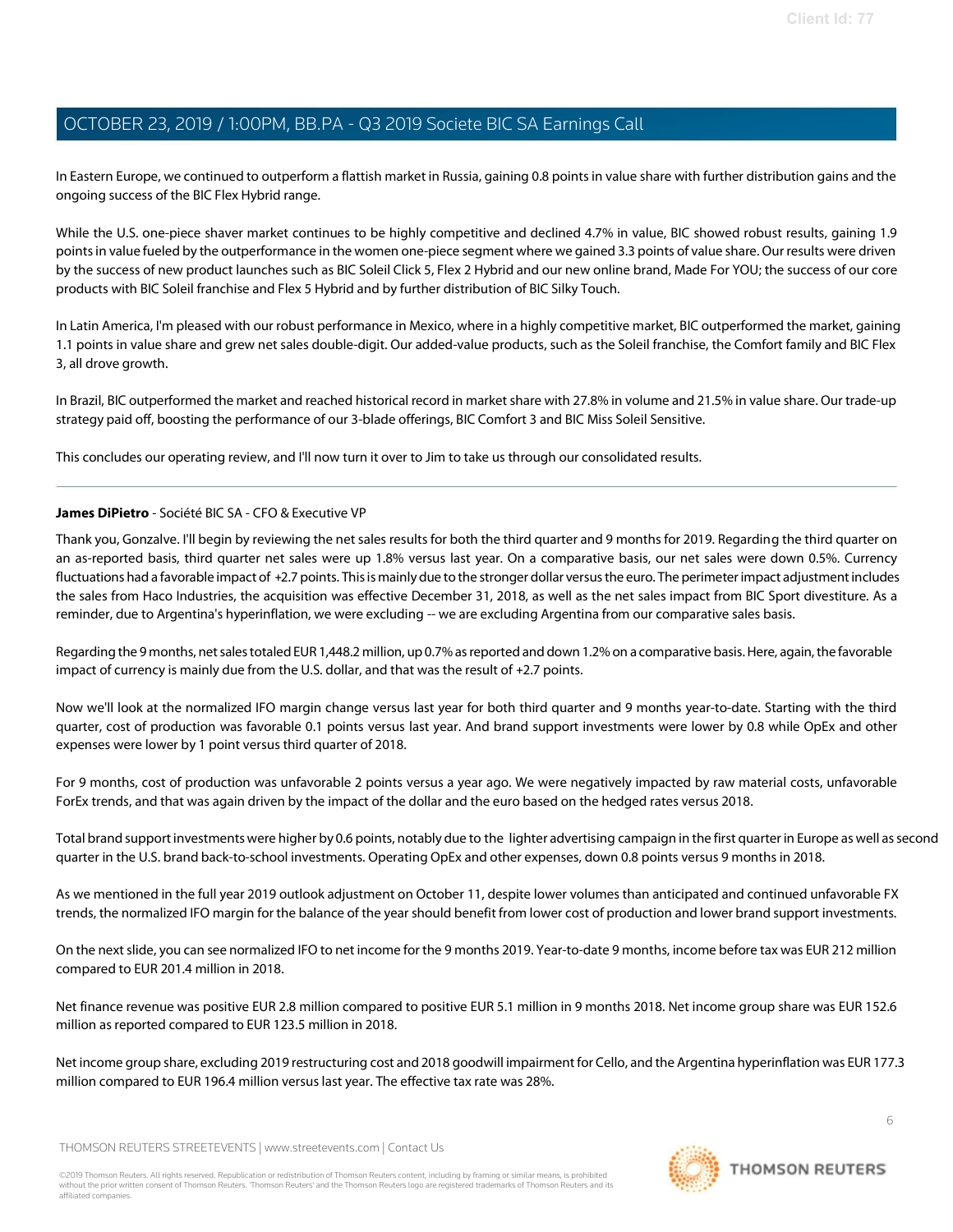In Eastern Europe, we continued to outperform a flattish market in Russia, gaining 0.8 points in value share with further distribution gains and the ongoing success of the BIC Flex Hybrid range.

While the U.S. one-piece shaver market continues to be highly competitive and declined 4.7% in value, BIC showed robust results, gaining 1.9 points in value fueled by the outperformance in the women one-piece segment where we gained 3.3 points of value share. Our results were driven by the success of new product launches such as BIC Soleil Click 5, Flex 2 Hybrid and our new online brand, Made For YOU; the success of our core products with BIC Soleil franchise and Flex 5 Hybrid and by further distribution of BIC Silky Touch.

In Latin America, I'm pleased with our robust performance in Mexico, where in a highly competitive market, BIC outperformed the market, gaining 1.1 points in value share and grew net sales double-digit. Our added-value products, such as the Soleil franchise, the Comfort family and BIC Flex 3, all drove growth.

In Brazil, BIC outperformed the market and reached historical record in market share with 27.8% in volume and 21.5% in value share. Our trade-up strategy paid off, boosting the performance of our 3-blade offerings, BIC Comfort 3 and BIC Miss Soleil Sensitive.

This concludes our operating review, and I'll now turn it over to Jim to take us through our consolidated results.

---

**James DiPietro** - Société BIC SA - CFO & Executive VP

Thank you, Gonzalve. I'll begin by reviewing the net sales results for both the third quarter and 9 months for 2019. Regarding the third quarter on an as-reported basis, third quarter net sales were up 1.8% versus last year. On a comparative basis, our net sales were down 0.5%. Currency fluctuations had a favorable impact of +2.7 points. This is mainly due to the stronger dollar versus the euro. The perimeter impact adjustment includes the sales from Haco Industries, the acquisition was effective December 31, 2018, as well as the net sales impact from BIC Sport divestiture. As a reminder, due to Argentina's hyperinflation, we were excluding -- we are excluding Argentina from our comparative sales basis.

Regarding the 9 months, net sales totaled EUR 1,448.2 million, up 0.7% as reported and down 1.2% on a comparative basis. Here, again, the favorable impact of currency is mainly due from the U.S. dollar, and that was the result of +2.7 points.

Now we'll look at the normalized IFO margin change versus last year for both third quarter and 9 months year-to-date. Starting with the third quarter, cost of production was favorable 0.1 points versus last year. And brand support investments were lower by 0.8 while OpEx and other expenses were lower by 1 point versus third quarter of 2018.

For 9 months, cost of production was unfavorable 2 points versus a year ago. We were negatively impacted by raw material costs, unfavorable ForEx trends, and that was again driven by the impact of the dollar and the euro based on the hedged rates versus 2018.

Total brand support investments were higher by 0.6 points, notably due to the lighter advertising campaign in the first quarter in Europe as well as second quarter in the U.S. brand back-to-school investments. Operating OpEx and other expenses, down 0.8 points versus 9 months in 2018.

As we mentioned in the full year 2019 outlook adjustment on October 11, despite lower volumes than anticipated and continued unfavorable FX trends, the normalized IFO margin for the balance of the year should benefit from lower cost of production and lower brand support investments.

On the next slide, you can see normalized IFO to net income for the 9 months 2019. Year-to-date 9 months, income before tax was EUR 212 million compared to EUR 201.4 million in 2018.

Net finance revenue was positive EUR 2.8 million compared to positive EUR 5.1 million in 9 months 2018. Net income group share was EUR 152.6 million as reported compared to EUR 123.5 million in 2018.

Net income group share, excluding 2019 restructuring cost and 2018 goodwill impairment for Cello, and the Argentina hyperinflation was EUR 177.3 million compared to EUR 196.4 million versus last year. The effective tax rate was 28%.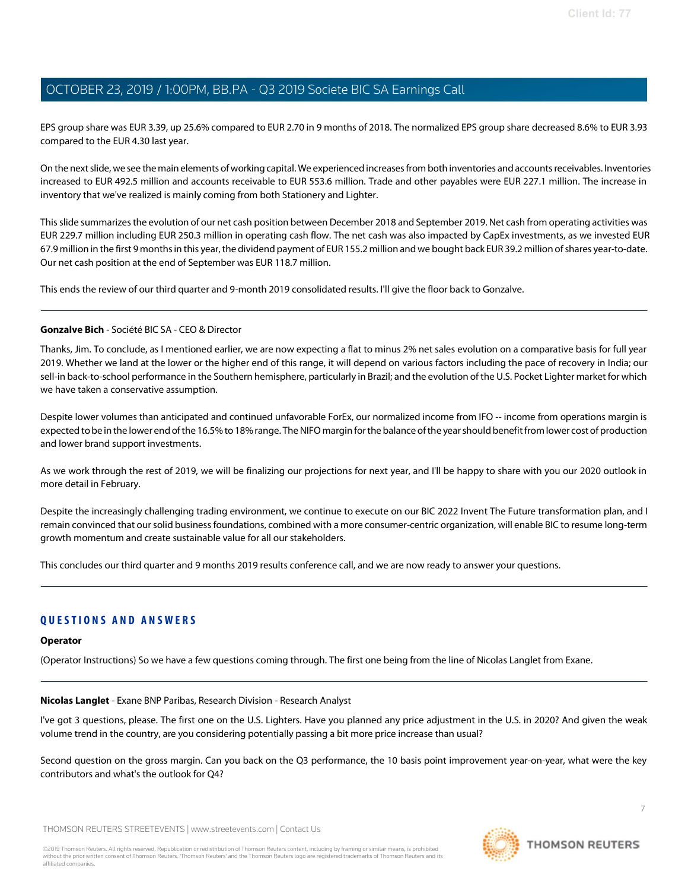EPS group share was EUR 3.39, up 25.6% compared to EUR 2.70 in 9 months of 2018. The normalized EPS group share decreased 8.6% to EUR 3.93 compared to the EUR 4.30 last year.

On the next slide, we see the main elements of working capital. We experienced increases from both inventories and accounts receivables. Inventories increased to EUR 492.5 million and accounts receivable to EUR 553.6 million. Trade and other payables were EUR 227.1 million. The increase in inventory that we've realized is mainly coming from both Stationery and Lighter.

This slide summarizes the evolution of our net cash position between December 2018 and September 2019. Net cash from operating activities was EUR 229.7 million including EUR 250.3 million in operating cash flow. The net cash was also impacted by CapEx investments, as we invested EUR 67.9 million in the first 9 months in this year, the dividend payment of EUR 155.2 million and we bought back EUR 39.2 million of shares year-to-date. Our net cash position at the end of September was EUR 118.7 million.

This ends the review of our third quarter and 9-month 2019 consolidated results. I'll give the floor back to Gonzalve.

---

**Gonzalve Bich** - Société BIC SA - CEO & Director

Thanks, Jim. To conclude, as I mentioned earlier, we are now expecting a flat to minus 2% net sales evolution on a comparative basis for full year 2019. Whether we land at the lower or the higher end of this range, it will depend on various factors including the pace of recovery in India; our sell-in back-to-school performance in the Southern hemisphere, particularly in Brazil; and the evolution of the U.S. Pocket Lighter market for which we have taken a conservative assumption.

Despite lower volumes than anticipated and continued unfavorable ForEx, our normalized income from IFO -- income from operations margin is expected to be in the lower end of the 16.5% to 18% range. The NIFO margin for the balance of the year should benefit from lower cost of production and lower brand support investments.

As we work through the rest of 2019, we will be finalizing our projections for next year, and I'll be happy to share with you our 2020 outlook in more detail in February.

Despite the increasingly challenging trading environment, we continue to execute on our BIC 2022 Invent The Future transformation plan, and I remain convinced that our solid business foundations, combined with a more consumer-centric organization, will enable BIC to resume long-term growth momentum and create sustainable value for all our stakeholders.

This concludes our third quarter and 9 months 2019 results conference call, and we are now ready to answer your questions.

---

## QUESTIONS AND ANSWERS

**Operator**

(Operator Instructions) So we have a few questions coming through. The first one being from the line of Nicolas Langlet from Exane.

---

**Nicolas Langlet** - Exane BNP Paribas, Research Division - Research Analyst

I've got 3 questions, please. The first one on the U.S. Lighters. Have you planned any price adjustment in the U.S. in 2020? And given the weak volume trend in the country, are you considering potentially passing a bit more price increase than usual?

Second question on the gross margin. Can you back on the Q3 performance, the 10 basis point improvement year-on-year, what were the key contributors and what's the outlook for Q4?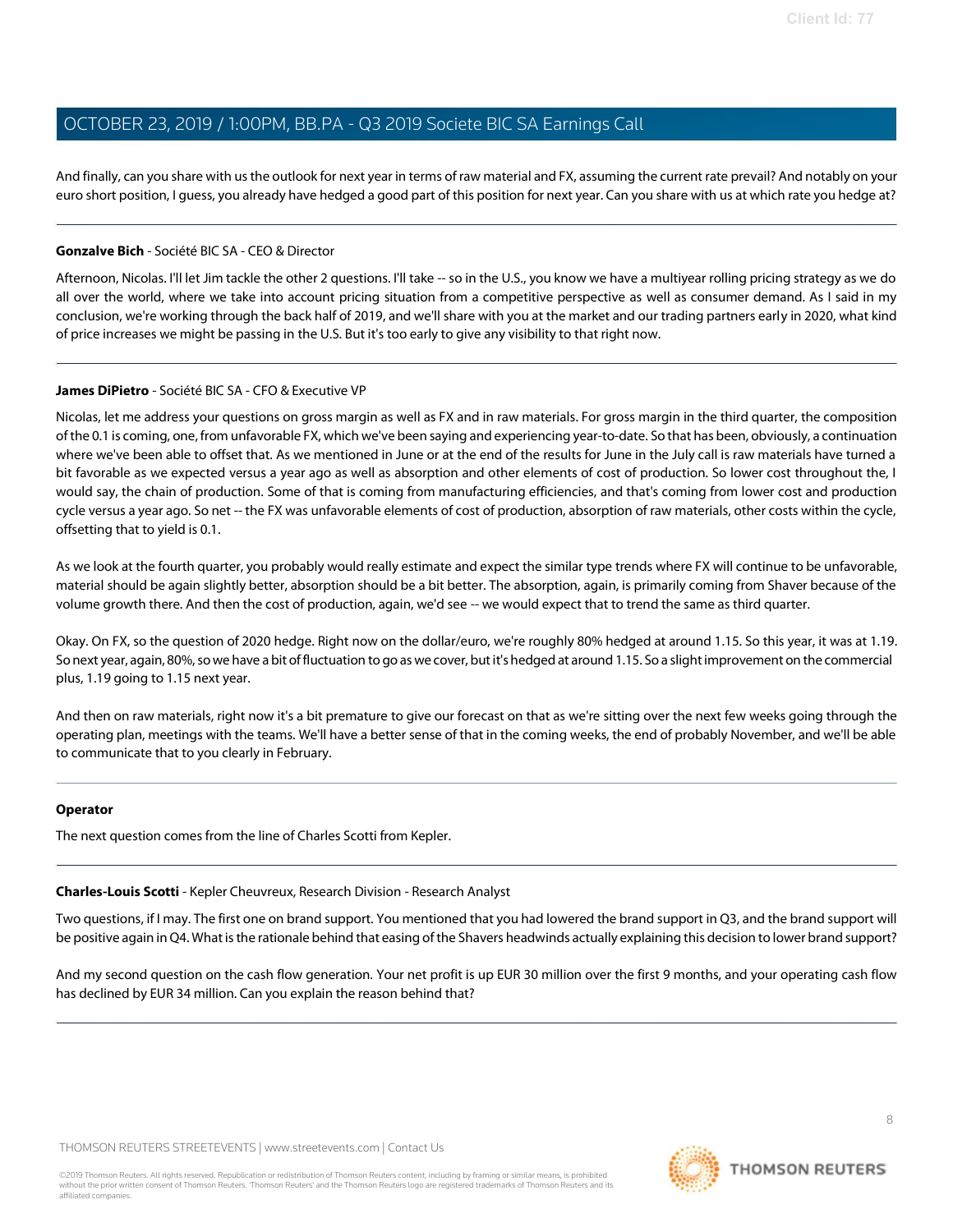And finally, can you share with us the outlook for next year in terms of raw material and FX, assuming the current rate prevail? And notably on your euro short position, I guess, you already have hedged a good part of this position for next year. Can you share with us at which rate you hedge at?

---

**Gonzalve Bich** - Société BIC SA - CEO & Director

Afternoon, Nicolas. I'll let Jim tackle the other 2 questions. I'll take -- so in the U.S., you know we have a multiyear rolling pricing strategy as we do all over the world, where we take into account pricing situation from a competitive perspective as well as consumer demand. As I said in my conclusion, we're working through the back half of 2019, and we'll share with you at the market and our trading partners early in 2020, what kind of price increases we might be passing in the U.S. But it's too early to give any visibility to that right now.

---

**James DiPietro** - Société BIC SA - CFO & Executive VP

Nicolas, let me address your questions on gross margin as well as FX and in raw materials. For gross margin in the third quarter, the composition of the 0.1 is coming, one, from unfavorable FX, which we've been saying and experiencing year-to-date. So that has been, obviously, a continuation where we've been able to offset that. As we mentioned in June or at the end of the results for June in the July call is raw materials have turned a bit favorable as we expected versus a year ago as well as absorption and other elements of cost of production. So lower cost throughout the, I would say, the chain of production. Some of that is coming from manufacturing efficiencies, and that's coming from lower cost and production cycle versus a year ago. So net -- the FX was unfavorable elements of cost of production, absorption of raw materials, other costs within the cycle, offsetting that to yield is 0.1.

As we look at the fourth quarter, you probably would really estimate and expect the similar type trends where FX will continue to be unfavorable, material should be again slightly better, absorption should be a bit better. The absorption, again, is primarily coming from Shaver because of the volume growth there. And then the cost of production, again, we'd see -- we would expect that to trend the same as third quarter.

Okay. On FX, so the question of 2020 hedge. Right now on the dollar/euro, we're roughly 80% hedged at around 1.15. So this year, it was at 1.19. So next year, again, 80%, so we have a bit of fluctuation to go as we cover, but it's hedged at around 1.15. So a slight improvement on the commercial plus, 1.19 going to 1.15 next year.

And then on raw materials, right now it's a bit premature to give our forecast on that as we're sitting over the next few weeks going through the operating plan, meetings with the teams. We'll have a better sense of that in the coming weeks, the end of probably November, and we'll be able to communicate that to you clearly in February.

---

**Operator**

The next question comes from the line of Charles Scotti from Kepler.

---

**Charles-Louis Scotti** - Kepler Cheuvreux, Research Division - Research Analyst

Two questions, if I may. The first one on brand support. You mentioned that you had lowered the brand support in Q3, and the brand support will be positive again in Q4. What is the rationale behind that easing of the Shavers headwinds actually explaining this decision to lower brand support?

And my second question on the cash flow generation. Your net profit is up EUR 30 million over the first 9 months, and your operating cash flow has declined by EUR 34 million. Can you explain the reason behind that?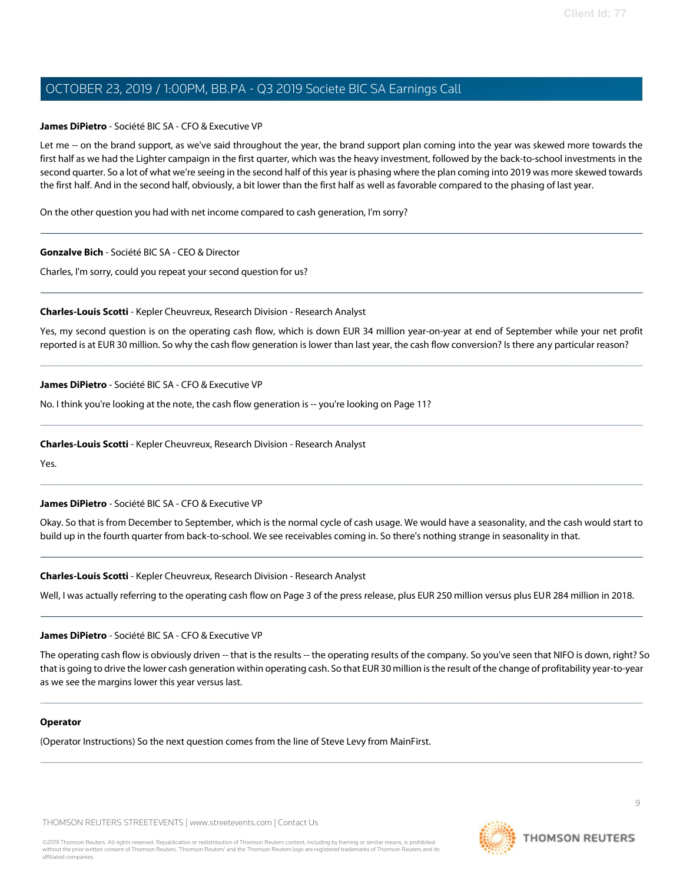**James DiPietro** - Société BIC SA - CFO & Executive VP

Let me -- on the brand support, as we've said throughout the year, the brand support plan coming into the year was skewed more towards the first half as we had the Lighter campaign in the first quarter, which was the heavy investment, followed by the back-to-school investments in the second quarter. So a lot of what we're seeing in the second half of this year is phasing where the plan coming into 2019 was more skewed towards the first half. And in the second half, obviously, a bit lower than the first half as well as favorable compared to the phasing of last year.

On the other question you had with net income compared to cash generation, I'm sorry?

---

**Gonzalve Bich** - Société BIC SA - CEO & Director

Charles, I'm sorry, could you repeat your second question for us?

---

**Charles-Louis Scotti** - Kepler Cheuvreux, Research Division - Research Analyst

Yes, my second question is on the operating cash flow, which is down EUR 34 million year-on-year at end of September while your net profit reported is at EUR 30 million. So why the cash flow generation is lower than last year, the cash flow conversion? Is there any particular reason?

---

**James DiPietro** - Société BIC SA - CFO & Executive VP

No. I think you're looking at the note, the cash flow generation is -- you're looking on Page 11?

---

**Charles-Louis Scotti** - Kepler Cheuvreux, Research Division - Research Analyst

Yes.

---

**James DiPietro** - Société BIC SA - CFO & Executive VP

Okay. So that is from December to September, which is the normal cycle of cash usage. We would have a seasonality, and the cash would start to build up in the fourth quarter from back-to-school. We see receivables coming in. So there's nothing strange in seasonality in that.

---

**Charles-Louis Scotti** - Kepler Cheuvreux, Research Division - Research Analyst

Well, I was actually referring to the operating cash flow on Page 3 of the press release, plus EUR 250 million versus plus EUR 284 million in 2018.

---

**James DiPietro** - Société BIC SA - CFO & Executive VP

The operating cash flow is obviously driven -- that is the results -- the operating results of the company. So you've seen that NIFO is down, right? So that is going to drive the lower cash generation within operating cash. So that EUR 30 million is the result of the change of profitability year-to-year as we see the margins lower this year versus last.

---

**Operator**

(Operator Instructions) So the next question comes from the line of Steve Levy from MainFirst.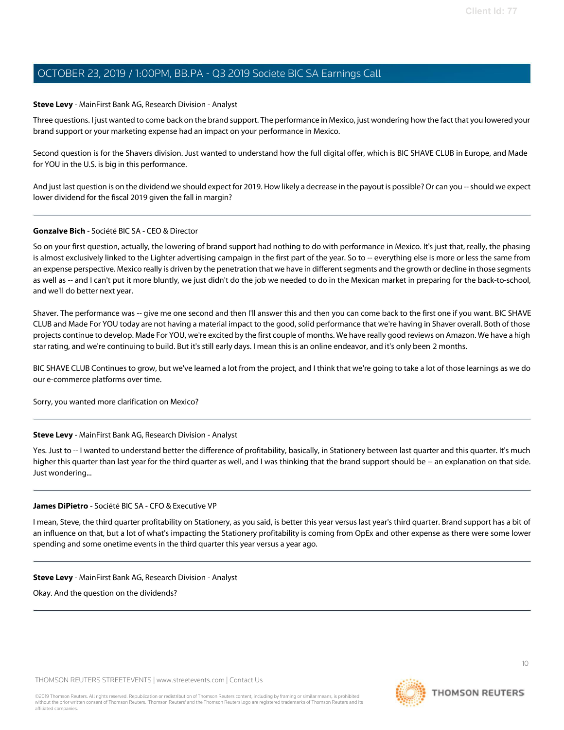**Steve Levy** - MainFirst Bank AG, Research Division - Analyst

Three questions. I just wanted to come back on the brand support. The performance in Mexico, just wondering how the fact that you lowered your brand support or your marketing expense had an impact on your performance in Mexico.

Second question is for the Shavers division. Just wanted to understand how the full digital offer, which is BIC SHAVE CLUB in Europe, and Made for YOU in the U.S. is big in this performance.

And just last question is on the dividend we should expect for 2019. How likely a decrease in the payout is possible? Or can you -- should we expect lower dividend for the fiscal 2019 given the fall in margin?

---

**Gonzalve Bich** - Société BIC SA - CEO & Director

So on your first question, actually, the lowering of brand support had nothing to do with performance in Mexico. It's just that, really, the phasing is almost exclusively linked to the Lighter advertising campaign in the first part of the year. So to -- everything else is more or less the same from an expense perspective. Mexico really is driven by the penetration that we have in different segments and the growth or decline in those segments as well as -- and I can't put it more bluntly, we just didn't do the job we needed to do in the Mexican market in preparing for the back-to-school, and we'll do better next year.

Shaver. The performance was -- give me one second and then I'll answer this and then you can come back to the first one if you want. BIC SHAVE CLUB and Made For YOU today are not having a material impact to the good, solid performance that we're having in Shaver overall. Both of those projects continue to develop. Made For YOU, we're excited by the first couple of months. We have really good reviews on Amazon. We have a high star rating, and we're continuing to build. But it's still early days. I mean this is an online endeavor, and it's only been 2 months.

BIC SHAVE CLUB Continues to grow, but we've learned a lot from the project, and I think that we're going to take a lot of those learnings as we do our e-commerce platforms over time.

Sorry, you wanted more clarification on Mexico?

---

**Steve Levy** - MainFirst Bank AG, Research Division - Analyst

Yes. Just to -- I wanted to understand better the difference of profitability, basically, in Stationery between last quarter and this quarter. It's much higher this quarter than last year for the third quarter as well, and I was thinking that the brand support should be -- an explanation on that side. Just wondering...

---

**James DiPietro** - Société BIC SA - CFO & Executive VP

I mean, Steve, the third quarter profitability on Stationery, as you said, is better this year versus last year's third quarter. Brand support has a bit of an influence on that, but a lot of what's impacting the Stationery profitability is coming from OpEx and other expense as there were some lower spending and some onetime events in the third quarter this year versus a year ago.

---

**Steve Levy** - MainFirst Bank AG, Research Division - Analyst

Okay. And the question on the dividends?

---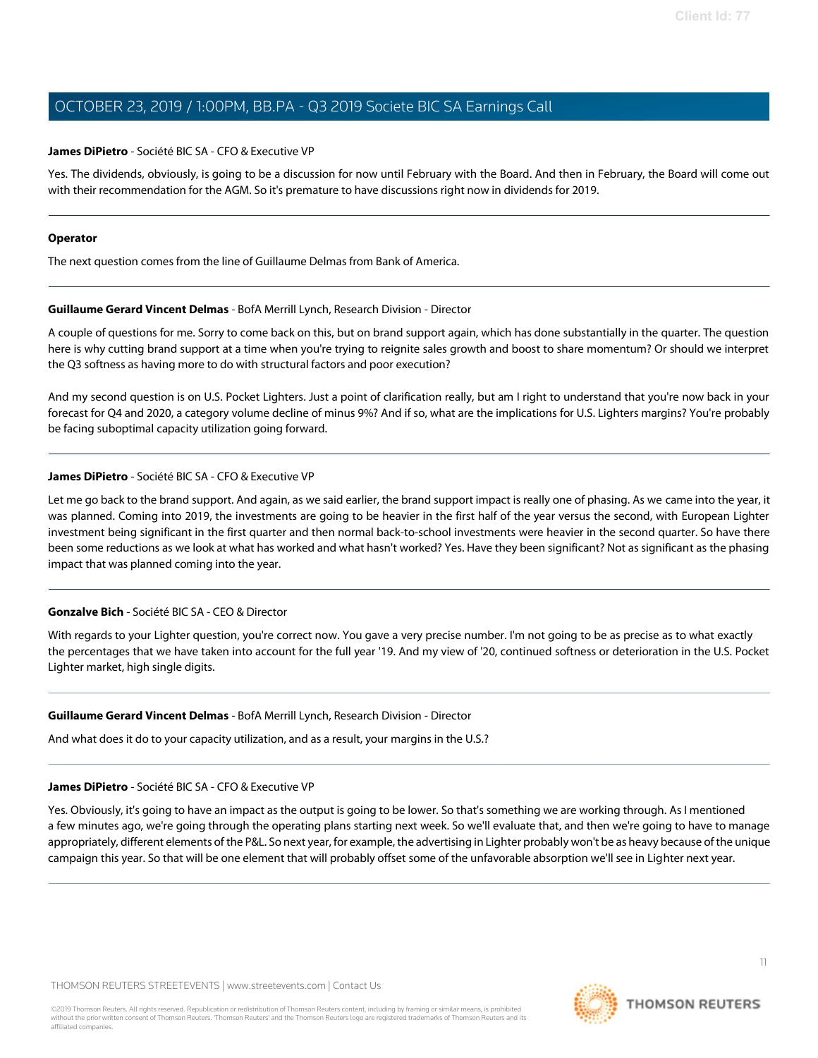**James DiPietro** - Société BIC SA - CFO & Executive VP

Yes. The dividends, obviously, is going to be a discussion for now until February with the Board. And then in February, the Board will come out with their recommendation for the AGM. So it's premature to have discussions right now in dividends for 2019.

---

**Operator**

The next question comes from the line of Guillaume Delmas from Bank of America.

---

**Guillaume Gerard Vincent Delmas** - BofA Merrill Lynch, Research Division - Director

A couple of questions for me. Sorry to come back on this, but on brand support again, which has done substantially in the quarter. The question here is why cutting brand support at a time when you're trying to reignite sales growth and boost to share momentum? Or should we interpret the Q3 softness as having more to do with structural factors and poor execution?

And my second question is on U.S. Pocket Lighters. Just a point of clarification really, but am I right to understand that you're now back in your forecast for Q4 and 2020, a category volume decline of minus 9%? And if so, what are the implications for U.S. Lighters margins? You're probably be facing suboptimal capacity utilization going forward.

---

**James DiPietro** - Société BIC SA - CFO & Executive VP

Let me go back to the brand support. And again, as we said earlier, the brand support impact is really one of phasing. As we came into the year, it was planned. Coming into 2019, the investments are going to be heavier in the first half of the year versus the second, with European Lighter investment being significant in the first quarter and then normal back-to-school investments were heavier in the second quarter. So have there been some reductions as we look at what has worked and what hasn't worked? Yes. Have they been significant? Not as significant as the phasing impact that was planned coming into the year.

---

**Gonzalve Bich** - Société BIC SA - CEO & Director

With regards to your Lighter question, you're correct now. You gave a very precise number. I'm not going to be as precise as to what exactly the percentages that we have taken into account for the full year '19. And my view of '20, continued softness or deterioration in the U.S. Pocket Lighter market, high single digits.

---

**Guillaume Gerard Vincent Delmas** - BofA Merrill Lynch, Research Division - Director

And what does it do to your capacity utilization, and as a result, your margins in the U.S.?

---

**James DiPietro** - Société BIC SA - CFO & Executive VP

Yes. Obviously, it's going to have an impact as the output is going to be lower. So that's something we are working through. As I mentioned a few minutes ago, we're going through the operating plans starting next week. So we'll evaluate that, and then we're going to have to manage appropriately, different elements of the P&L. So next year, for example, the advertising in Lighter probably won't be as heavy because of the unique campaign this year. So that will be one element that will probably offset some of the unfavorable absorption we'll see in Lighter next year.

---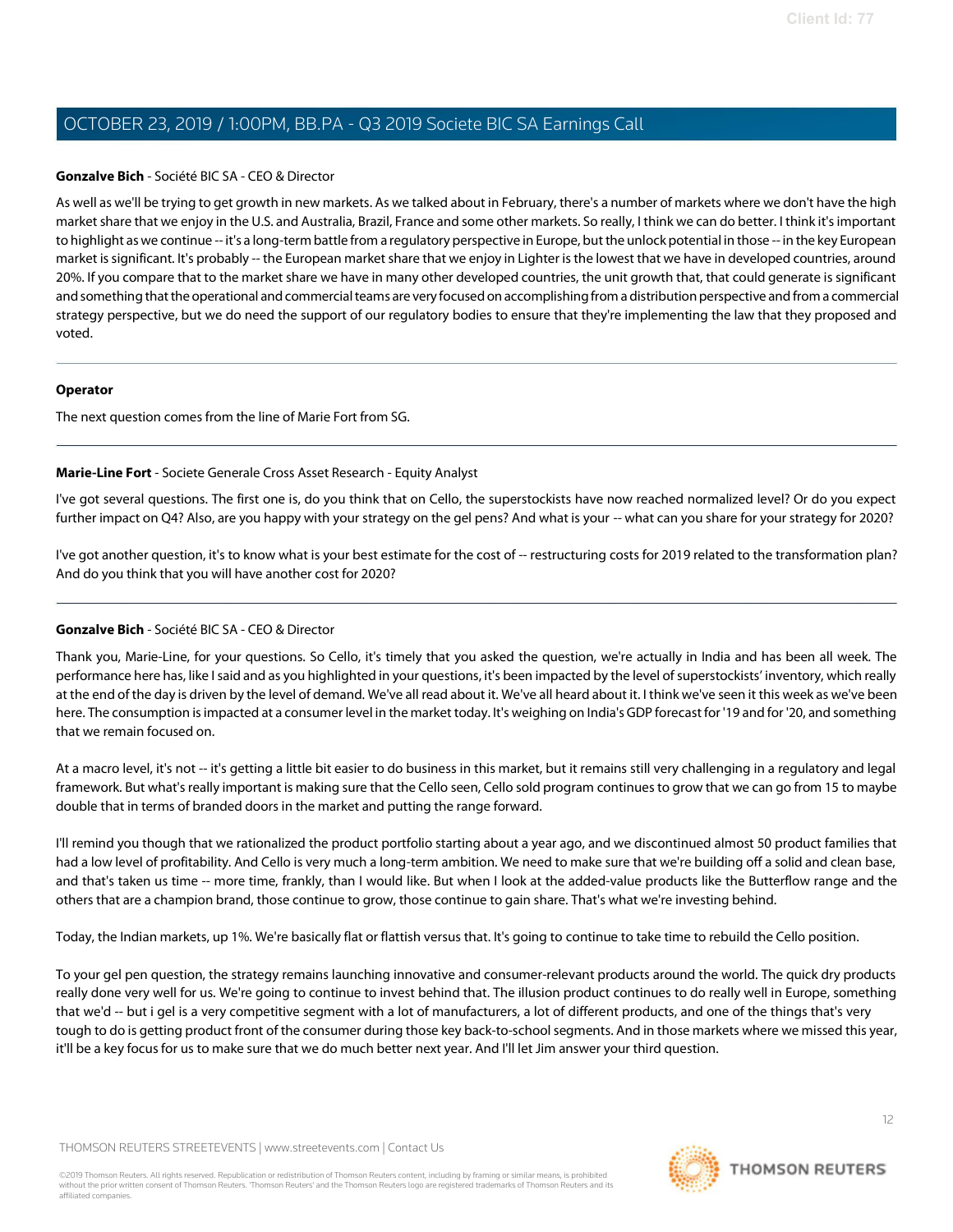**Gonzalve Bich** - Société BIC SA - CEO & Director

As well as we'll be trying to get growth in new markets. As we talked about in February, there's a number of markets where we don't have the high market share that we enjoy in the U.S. and Australia, Brazil, France and some other markets. So really, I think we can do better. I think it's important to highlight as we continue -- it's a long-term battle from a regulatory perspective in Europe, but the unlock potential in those -- in the key European market is significant. It's probably -- the European market share that we enjoy in Lighter is the lowest that we have in developed countries, around 20%. If you compare that to the market share we have in many other developed countries, the unit growth that, that could generate is significant and something that the operational and commercial teams are very focused on accomplishing from a distribution perspective and from a commercial strategy perspective, but we do need the support of our regulatory bodies to ensure that they're implementing the law that they proposed and voted.

---

**Operator**

The next question comes from the line of Marie Fort from SG.

---

**Marie-Line Fort** - Societe Generale Cross Asset Research - Equity Analyst

I've got several questions. The first one is, do you think that on Cello, the superstockists have now reached normalized level? Or do you expect further impact on Q4? Also, are you happy with your strategy on the gel pens? And what is your -- what can you share for your strategy for 2020?

I've got another question, it's to know what is your best estimate for the cost of -- restructuring costs for 2019 related to the transformation plan? And do you think that you will have another cost for 2020?

---

**Gonzalve Bich** - Société BIC SA - CEO & Director

Thank you, Marie-Line, for your questions. So Cello, it's timely that you asked the question, we're actually in India and has been all week. The performance here has, like I said and as you highlighted in your questions, it's been impacted by the level of superstockists' inventory, which really at the end of the day is driven by the level of demand. We've all read about it. We've all heard about it. I think we've seen it this week as we've been here. The consumption is impacted at a consumer level in the market today. It's weighing on India's GDP forecast for '19 and for '20, and something that we remain focused on.

At a macro level, it's not -- it's getting a little bit easier to do business in this market, but it remains still very challenging in a regulatory and legal framework. But what's really important is making sure that the Cello seen, Cello sold program continues to grow that we can go from 15 to maybe double that in terms of branded doors in the market and putting the range forward.

I'll remind you though that we rationalized the product portfolio starting about a year ago, and we discontinued almost 50 product families that had a low level of profitability. And Cello is very much a long-term ambition. We need to make sure that we're building off a solid and clean base, and that's taken us time -- more time, frankly, than I would like. But when I look at the added-value products like the Butterflow range and the others that are a champion brand, those continue to grow, those continue to gain share. That's what we're investing behind.

Today, the Indian markets, up 1%. We're basically flat or flattish versus that. It's going to continue to take time to rebuild the Cello position.

To your gel pen question, the strategy remains launching innovative and consumer-relevant products around the world. The quick dry products really done very well for us. We're going to continue to invest behind that. The illusion product continues to do really well in Europe, something that we'd -- but i gel is a very competitive segment with a lot of manufacturers, a lot of different products, and one of the things that's very tough to do is getting product front of the consumer during those key back-to-school segments. And in those markets where we missed this year, it'll be a key focus for us to make sure that we do much better next year. And I'll let Jim answer your third question.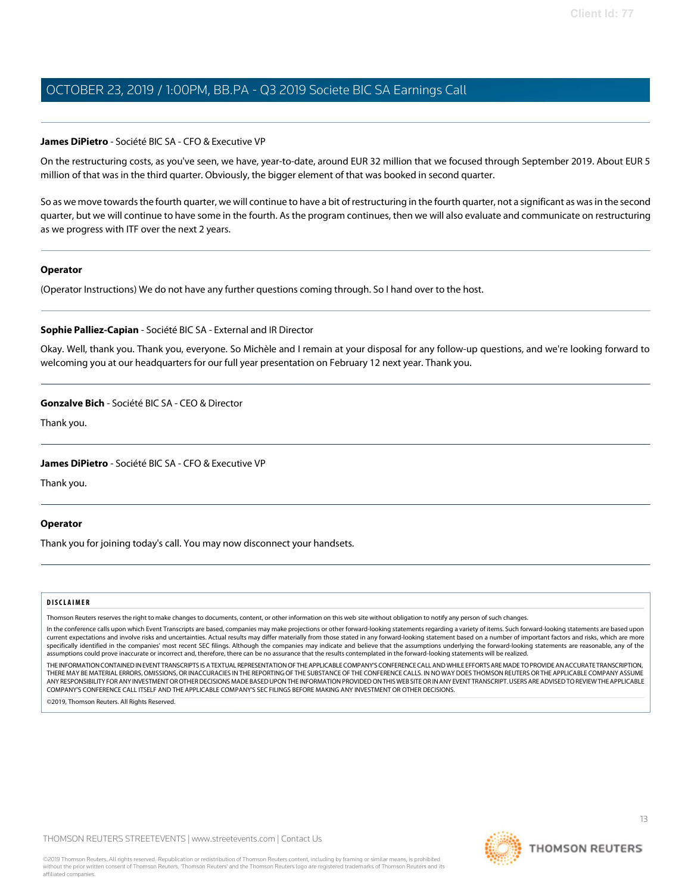**James DiPietro** - Société BIC SA - CFO & Executive VP

On the restructuring costs, as you've seen, we have, year-to-date, around EUR 32 million that we focused through September 2019. About EUR 5 million of that was in the third quarter. Obviously, the bigger element of that was booked in second quarter.

So as we move towards the fourth quarter, we will continue to have a bit of restructuring in the fourth quarter, not a significant as was in the second quarter, but we will continue to have some in the fourth. As the program continues, then we will also evaluate and communicate on restructuring as we progress with ITF over the next 2 years.

---

**Operator**

(Operator Instructions) We do not have any further questions coming through. So I hand over to the host.

---

**Sophie Palliez-Capian** - Société BIC SA - External and IR Director

Okay. Well, thank you. Thank you, everyone. So Michèle and I remain at your disposal for any follow-up questions, and we're looking forward to welcoming you at our headquarters for our full year presentation on February 12 next year. Thank you.

---

**Gonzalve Bich** - Société BIC SA - CEO & Director

Thank you.

---

**James DiPietro** - Société BIC SA - CFO & Executive VP

Thank you.

---

**Operator**

Thank you for joining today's call. You may now disconnect your handsets.

---

**DISCLAIMER**

Thomson Reuters reserves the right to make changes to documents, content, or other information on this web site without obligation to notify any person of such changes.

In the conference calls upon which Event Transcripts are based, companies may make projections or other forward-looking statements regarding a variety of items. Such forward-looking statements are based upon current expectations and involve risks and uncertainties. Actual results may differ materially from those stated in any forward-looking statement based on a number of important factors and risks, which are more specifically identified in the companies' most recent SEC filings. Although the companies may indicate and believe that the assumptions underlying the forward-looking statements are reasonable, any of the assumptions could prove inaccurate or incorrect and, therefore, there can be no assurance that the results contemplated in the forward-looking statements will be realized.

THE INFORMATION CONTAINED IN EVENT TRANSCRIPTS IS A TEXTUAL REPRESENTATION OF THE APPLICABLE COMPANY'S CONFERENCE CALL AND WHILE EFFORTS ARE MADE TO PROVIDE AN ACCURATE TRANSCRIPTION, THERE MAY BE MATERIAL ERRORS, OMISSIONS, OR INACCURACIES IN THE REPORTING OF THE SUBSTANCE OF THE CONFERENCE CALLS. IN NO WAY DOES THOMSON REUTERS OR THE APPLICABLE COMPANY ASSUME ANY RESPONSIBILITY FOR ANY INVESTMENT OR OTHER DECISIONS MADE BASED UPON THE INFORMATION PROVIDED ON THIS WEB SITE OR IN ANY EVENT TRANSCRIPT. USERS ARE ADVISED TO REVIEW THE APPLICABLE COMPANY'S CONFERENCE CALL ITSELF AND THE APPLICABLE COMPANY'S SEC FILINGS BEFORE MAKING ANY INVESTMENT OR OTHER DECISIONS.

©2019, Thomson Reuters. All Rights Reserved.